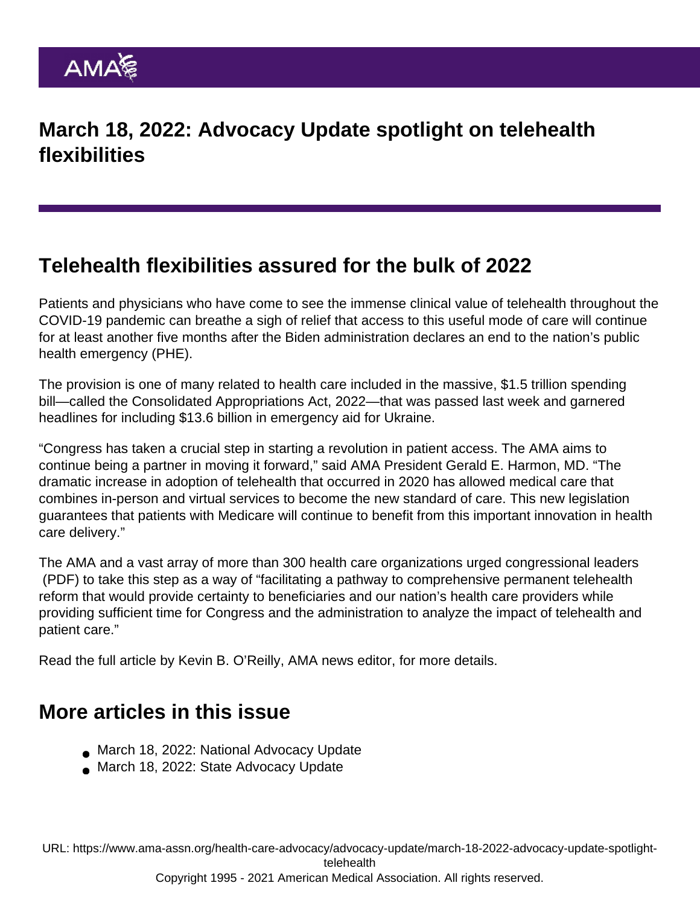# March 18, 2022: Advocacy Update spotlight on telehealth flexibilities

## Telehealth flexibilities assured for the bulk of 2022

Patients and physicians who have come to see the immense clinical value of telehealth throughout the COVID-19 pandemic can breathe a sigh of relief that access to this useful mode of care will continue for at least another five months after the Biden administration declares an end to the nation's public health emergency (PHE).

The provision is one of many related to health care included in the massive, $1.5 trillion spending bill—called the Consolidated Appropriations Act, 2022—that was passed last week and garnered headlines for including $13.6 billion in emergency aid for Ukraine.

"Congress has taken a crucial step in starting a revolution in patient access. The AMA aims to continue being a partner in moving it forward," said AMA President Gerald E. Harmon, MD. "The dramatic increase in adoption of telehealth that occurred in 2020 has allowed medical care that combines in-person and virtual services to become the new standard of care. This new legislation guarantees that patients with Medicare will continue to benefit from this important innovation in health care delivery."

The AMA and a vast array of more than 300 health care organizations urged congressional leaders (PDF) to take this step as a way of "facilitating a pathway to comprehensive permanent telehealth reform that would provide certainty to beneficiaries and our nation's health care providers while providing sufficient time for Congress and the administration to analyze the impact of telehealth and patient care."

Read the full article by Kevin B. O'Reilly, AMA news editor, for more details.

## More articles in this issue

- March 18, 2022: National Advocacy Update
- March 18, 2022: State Advocacy Update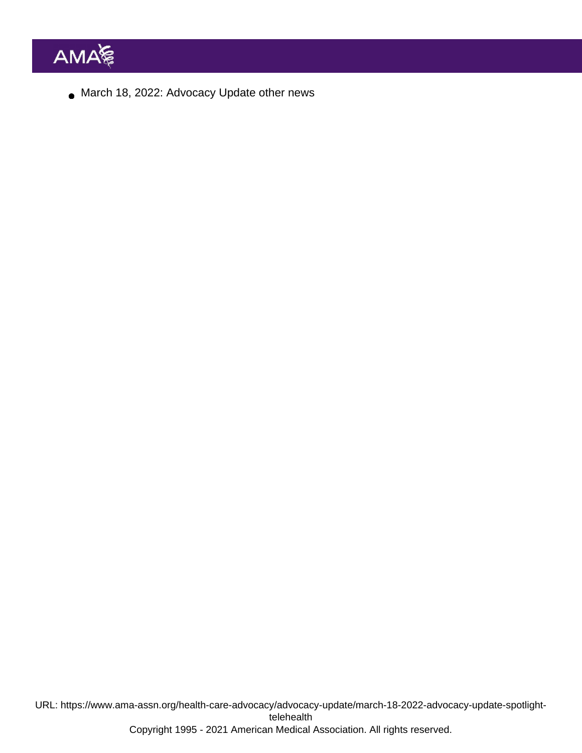- March 18, 2022: Advocacy Update other news